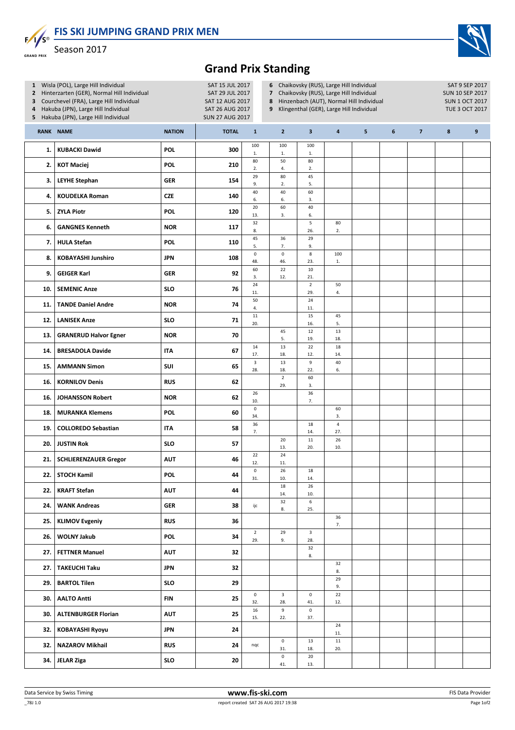# FIS SKI JUMPING GRAND PRIX MEN

Season 2017

## Grand Prix Standing

1 Wisla (POL), Large Hill Individual — SAT 15 JUL 2017
2 Hinterzarten (GER), Normal Hill Individual — SAT 29 JUL 2017
3 Courchevel (FRA), Large Hill Individual — SAT 12 AUG 2017
4 Hakuba (JPN), Large Hill Individual — SAT 26 AUG 2017
5 Hakuba (JPN), Large Hill Individual — SUN 27 AUG 2017
6 Chaikovsky (RUS), Large Hill Individual — SAT 9 SEP 2017
7 Chaikovsky (RUS), Large Hill Individual — SUN 10 SEP 2017
8 Hinzenbach (AUT), Normal Hill Individual — SUN 1 OCT 2017
9 Klingenthal (GER), Large Hill Individual — TUE 3 OCT 2017

| RANK | NAME | NATION | TOTAL | 1 | 2 | 3 | 4 | 5 | 6 | 7 | 8 | 9 |
|---|---|---|---|---|---|---|---|---|---|---|---|---|
| 1. | KUBACKI Dawid | POL | 300 | 100 1. | 100 1. | 100 1. | | | | | | |
| 2. | KOT Maciej | POL | 210 | 80 2. | 50 4. | 80 2. | | | | | | |
| 3. | LEYHE Stephan | GER | 154 | 29 9. | 80 2. | 45 5. | | | | | | |
| 4. | KOUDELKA Roman | CZE | 140 | 40 6. | 40 6. | 60 3. | | | | | | |
| 5. | ZYLA Piotr | POL | 120 | 20 13. | 60 3. | 40 6. | | | | | | |
| 6. | GANGNES Kenneth | NOR | 117 | 32 8. | | 5 26. | 80 2. | | | | | |
| 7. | HULA Stefan | POL | 110 | 45 5. | 36 7. | 29 9. | | | | | | |
| 8. | KOBAYASHI Junshiro | JPN | 108 | 0 48. | 0 46. | 8 23. | 100 1. | | | | | |
| 9. | GEIGER Karl | GER | 92 | 60 3. | 22 12. | 10 21. | | | | | | |
| 10. | SEMENIC Anze | SLO | 76 | 24 11. | | 2 29. | 50 4. | | | | | |
| 11. | TANDE Daniel Andre | NOR | 74 | 50 4. | | 24 11. | | | | | | |
| 12. | LANISEK Anze | SLO | 71 | 11 20. | | 15 16. | 45 5. | | | | | |
| 13. | GRANERUD Halvor Egner | NOR | 70 | | 45 5. | 12 19. | 13 18. | | | | | |
| 14. | BRESADOLA Davide | ITA | 67 | 14 17. | 13 18. | 22 12. | 18 14. | | | | | |
| 15. | AMMANN Simon | SUI | 65 | 3 28. | 13 18. | 9 22. | 40 6. | | | | | |
| 16. | KORNILOV Denis | RUS | 62 | | 2 29. | 60 3. | | | | | | |
| 16. | JOHANSSON Robert | NOR | 62 | 26 10. | | 36 7. | | | | | | |
| 18. | MURANKA Klemens | POL | 60 | 0 34. | | | 60 3. | | | | | |
| 19. | COLLOREDO Sebastian | ITA | 58 | 36 7. | | 18 14. | 4 27. | | | | | |
| 20. | JUSTIN Rok | SLO | 57 | | 20 13. | 11 20. | 26 10. | | | | | |
| 21. | SCHLIERENZAUER Gregor | AUT | 46 | 22 12. | 24 11. | | | | | | | |
| 22. | STOCH Kamil | POL | 44 | 0 31. | 26 10. | 18 14. | | | | | | |
| 22. | KRAFT Stefan | AUT | 44 | | 18 14. | 26 10. | | | | | | |
| 24. | WANK Andreas | GER | 38 | ijc | 32 8. | 6 25. | | | | | | |
| 25. | KLIMOV Evgeniy | RUS | 36 | | | | 36 7. | | | | | |
| 26. | WOLNY Jakub | POL | 34 | 2 29. | 29 9. | 3 28. | | | | | | |
| 27. | FETTNER Manuel | AUT | 32 | | | 32 8. | | | | | | |
| 27. | TAKEUCHI Taku | JPN | 32 | | | | 32 8. | | | | | |
| 29. | BARTOL Tilen | SLO | 29 | | | | 29 9. | | | | | |
| 30. | AALTO Antti | FIN | 25 | 0 32. | 3 28. | 0 41. | 22 12. | | | | | |
| 30. | ALTENBURGER Florian | AUT | 25 | 16 15. | 9 22. | 0 37. | | | | | | |
| 32. | KOBAYASHI Ryoyu | JPN | 24 | | | | 24 11. | | | | | |
| 32. | NAZAROV Mikhail | RUS | 24 | nqc | 0 31. | 13 18. | 11 20. | | | | | |
| 34. | JELAR Ziga | SLO | 20 | | 0 41. | 20 13. | | | | | | |

Data Service by Swiss Timing — www.fis-ski.com — FIS Data Provider

_78J 1.0 — report created SAT 26 AUG 2017 19:38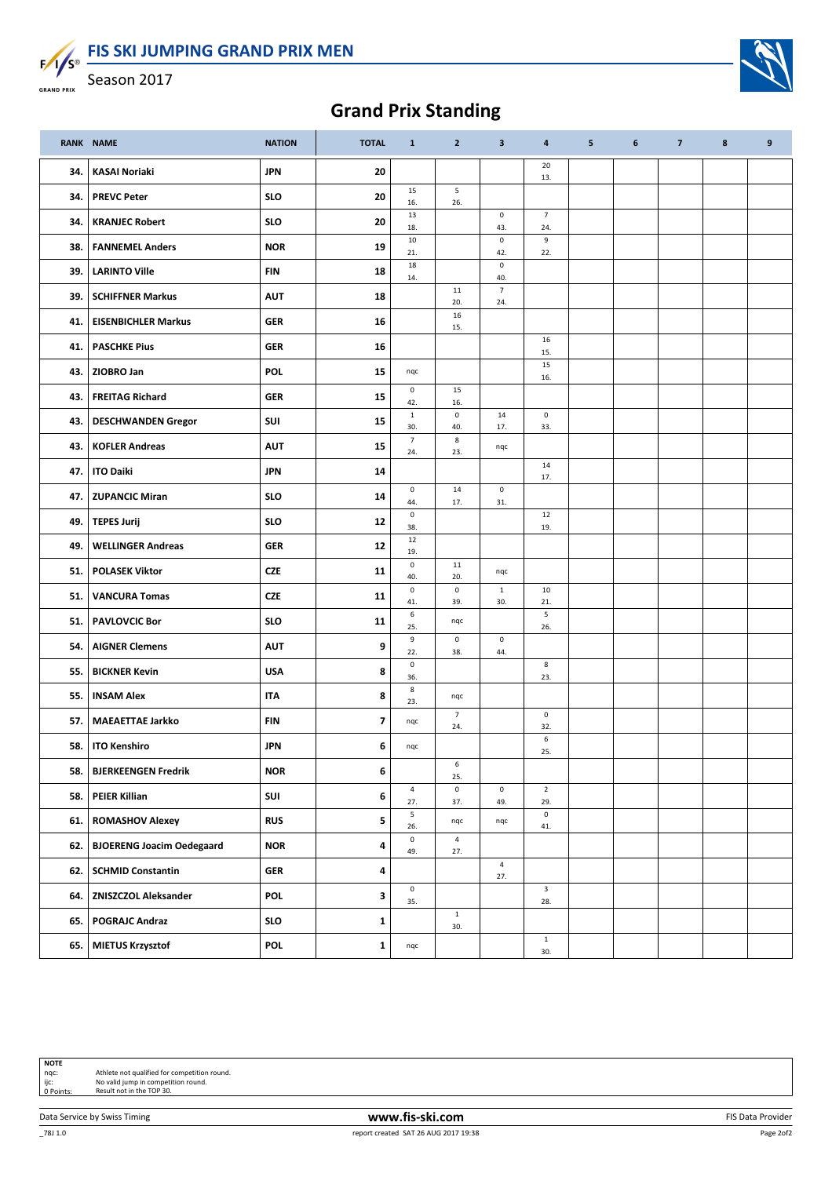# FIS SKI JUMPING GRAND PRIX MEN

Season 2017

## Grand Prix Standing

| RANK | NAME | NATION | TOTAL | 1 | 2 | 3 | 4 | 5 | 6 | 7 | 8 | 9 |
|---|---|---|---|---|---|---|---|---|---|---|---|---|
| 34. | KASAI Noriaki | JPN | 20 | | | | 20 13. | | | | | |
| 34. | PREVC Peter | SLO | 20 | 15 16. | 5 26. | | | | | | | |
| 34. | KRANJEC Robert | SLO | 20 | 13 18. | | 0 43. | 7 24. | | | | | |
| 38. | FANNEMEL Anders | NOR | 19 | 10 21. | | 0 42. | 9 22. | | | | | |
| 39. | LARINTO Ville | FIN | 18 | 18 14. | | 0 40. | | | | | | |
| 39. | SCHIFFNER Markus | AUT | 18 | | 11 20. | 7 24. | | | | | | |
| 41. | EISENBICHLER Markus | GER | 16 | | 16 15. | | | | | | | |
| 41. | PASCHKE Pius | GER | 16 | | | | 16 15. | | | | | |
| 43. | ZIOBRO Jan | POL | 15 | nqc | | | 15 16. | | | | | |
| 43. | FREITAG Richard | GER | 15 | 0 42. | 15 16. | | | | | | | |
| 43. | DESCHWANDEN Gregor | SUI | 15 | 1 30. | 0 40. | 14 17. | 0 33. | | | | | |
| 43. | KOFLER Andreas | AUT | 15 | 7 24. | 8 23. | nqc | | | | | | |
| 47. | ITO Daiki | JPN | 14 | | | | 14 17. | | | | | |
| 47. | ZUPANCIC Miran | SLO | 14 | 0 44. | 14 17. | 0 31. | | | | | | |
| 49. | TEPES Jurij | SLO | 12 | 0 38. | | | 12 19. | | | | | |
| 49. | WELLINGER Andreas | GER | 12 | 12 19. | | | | | | | | |
| 51. | POLASEK Viktor | CZE | 11 | 0 40. | 11 20. | nqc | | | | | | |
| 51. | VANCURA Tomas | CZE | 11 | 0 41. | 0 39. | 1 30. | 10 21. | | | | | |
| 51. | PAVLOVCIC Bor | SLO | 11 | 6 25. | nqc | | 5 26. | | | | | |
| 54. | AIGNER Clemens | AUT | 9 | 9 22. | 0 38. | 0 44. | | | | | | |
| 55. | BICKNER Kevin | USA | 8 | 0 36. | | | 8 23. | | | | | |
| 55. | INSAM Alex | ITA | 8 | 8 23. | nqc | | | | | | | |
| 57. | MAEAETTAE Jarkko | FIN | 7 | nqc | 7 24. | | 0 32. | | | | | |
| 58. | ITO Kenshiro | JPN | 6 | nqc | | | 6 25. | | | | | |
| 58. | BJERKEENGEN Fredrik | NOR | 6 | | 6 25. | | | | | | | |
| 58. | PEIER Killian | SUI | 6 | 4 27. | 0 37. | 0 49. | 2 29. | | | | | |
| 61. | ROMASHOV Alexey | RUS | 5 | 5 26. | nqc | nqc | 0 41. | | | | | |
| 62. | BJOERENG Joacim Oedegaard | NOR | 4 | 0 49. | 4 27. | | | | | | | |
| 62. | SCHMID Constantin | GER | 4 | | | 4 27. | | | | | | |
| 64. | ZNISZCZOL Aleksander | POL | 3 | 0 35. | | | 3 28. | | | | | |
| 65. | POGRAJC Andraz | SLO | 1 | | 1 30. | | | | | | | |
| 65. | MIETUS Krzysztof | POL | 1 | nqc | | | 1 30. | | | | | |

**NOTE**
nqc: Athlete not qualified for competition round.
ijc: No valid jump in competition round.
0 Points: Result not in the TOP 30.

Data Service by Swiss Timing — www.fis-ski.com — FIS Data Provider

_78J 1.0 — report created SAT 26 AUG 2017 19:38